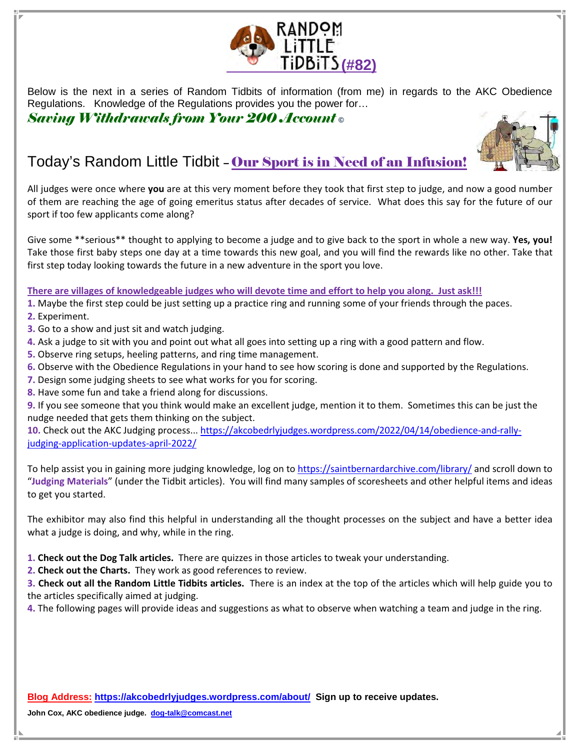# RANDOM LiTTLE TiDBiTS (#82)

Below is the next in a series of Random Tidbits of information (from me) in regards to the AKC Obedience Regulations. Knowledge of the Regulations provides you the power for…

***Saving Withdrawals from Your 200 Account*** ©

## Today's Random Little Tidbit – Our Sport is in Need of an Infusion!

All judges were once where **you** are at this very moment before they took that first step to judge, and now a good number of them are reaching the age of going emeritus status after decades of service. What does this say for the future of our sport if too few applicants come along?

Give some **serious** thought to applying to become a judge and to give back to the sport in whole a new way. **Yes, you!** Take those first baby steps one day at a time towards this new goal, and you will find the rewards like no other. Take that first step today looking towards the future in a new adventure in the sport you love.

**There are villages of knowledgeable judges who will devote time and effort to help you along. Just ask!!!**

1. Maybe the first step could be just setting up a practice ring and running some of your friends through the paces.
2. Experiment.
3. Go to a show and just sit and watch judging.
4. Ask a judge to sit with you and point out what all goes into setting up a ring with a good pattern and flow.
5. Observe ring setups, heeling patterns, and ring time management.
6. Observe with the Obedience Regulations in your hand to see how scoring is done and supported by the Regulations.
7. Design some judging sheets to see what works for you for scoring.
8. Have some fun and take a friend along for discussions.
9. If you see someone that you think would make an excellent judge, mention it to them. Sometimes this can be just the nudge needed that gets them thinking on the subject.
10. Check out the AKC Judging process... https://akcobedrlyjudges.wordpress.com/2022/04/14/obedience-and-rally-judging-application-updates-april-2022/

To help assist you in gaining more judging knowledge, log on to https://saintbernardarchive.com/library/ and scroll down to "**Judging Materials**" (under the Tidbit articles). You will find many samples of scoresheets and other helpful items and ideas to get you started.

The exhibitor may also find this helpful in understanding all the thought processes on the subject and have a better idea what a judge is doing, and why, while in the ring.

1. **Check out the Dog Talk articles.** There are quizzes in those articles to tweak your understanding.
2. **Check out the Charts.** They work as good references to review.
3. **Check out all the Random Little Tidbits articles.** There is an index at the top of the articles which will help guide you to the articles specifically aimed at judging.
4. The following pages will provide ideas and suggestions as what to observe when watching a team and judge in the ring.

**Blog Address: https://akcobedrlyjudges.wordpress.com/about/ Sign up to receive updates.**

**John Cox, AKC obedience judge. dog-talk@comcast.net**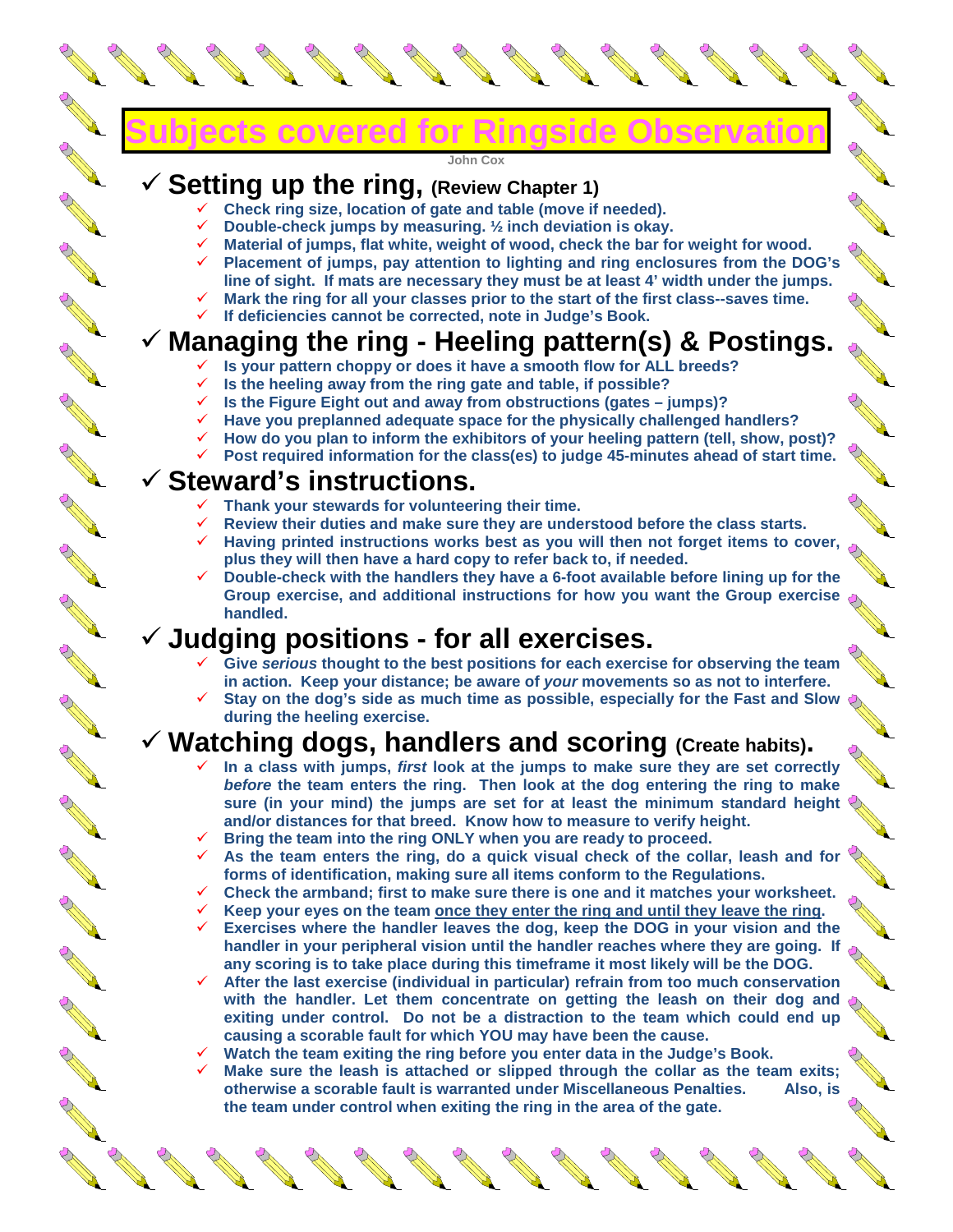# Subjects covered for Ringside Observation

John Cox

## ✓ Setting up the ring, (Review Chapter 1)

- Check ring size, location of gate and table (move if needed).
- Double-check jumps by measuring. ½ inch deviation is okay.
- Material of jumps, flat white, weight of wood, check the bar for weight for wood.
- Placement of jumps, pay attention to lighting and ring enclosures from the DOG's line of sight. If mats are necessary they must be at least 4' width under the jumps.
- Mark the ring for all your classes prior to the start of the first class--saves time.
- If deficiencies cannot be corrected, note in Judge's Book.

## ✓ Managing the ring - Heeling pattern(s) & Postings.

- Is your pattern choppy or does it have a smooth flow for ALL breeds?
- Is the heeling away from the ring gate and table, if possible?
- Is the Figure Eight out and away from obstructions (gates – jumps)?
- Have you preplanned adequate space for the physically challenged handlers?
- How do you plan to inform the exhibitors of your heeling pattern (tell, show, post)?
- Post required information for the class(es) to judge 45-minutes ahead of start time.

## ✓ Steward's instructions.

- Thank your stewards for volunteering their time.
- Review their duties and make sure they are understood before the class starts.
- Having printed instructions works best as you will then not forget items to cover, plus they will then have a hard copy to refer back to, if needed.
- Double-check with the handlers they have a 6-foot available before lining up for the Group exercise, and additional instructions for how you want the Group exercise handled.

## ✓ Judging positions - for all exercises.

- Give *serious* thought to the best positions for each exercise for observing the team in action. Keep your distance; be aware of *your* movements so as not to interfere.
- Stay on the dog's side as much time as possible, especially for the Fast and Slow during the heeling exercise.

## ✓ Watching dogs, handlers and scoring (Create habits).

- In a class with jumps, *first* look at the jumps to make sure they are set correctly *before* the team enters the ring. Then look at the dog entering the ring to make sure (in your mind) the jumps are set for at least the minimum standard height and/or distances for that breed. Know how to measure to verify height.
- Bring the team into the ring ONLY when you are ready to proceed.
- As the team enters the ring, do a quick visual check of the collar, leash and for forms of identification, making sure all items conform to the Regulations.
- Check the armband; first to make sure there is one and it matches your worksheet.
- Keep your eyes on the team <u>once they enter the ring and until they leave the ring</u>.
- Exercises where the handler leaves the dog, keep the DOG in your vision and the handler in your peripheral vision until the handler reaches where they are going. If any scoring is to take place during this timeframe it most likely will be the DOG.
- After the last exercise (individual in particular) refrain from too much conservation with the handler. Let them concentrate on getting the leash on their dog and exiting under control. Do not be a distraction to the team which could end up causing a scorable fault for which YOU may have been the cause.
- Watch the team exiting the ring before you enter data in the Judge's Book.
- Make sure the leash is attached or slipped through the collar as the team exits; otherwise a scorable fault is warranted under Miscellaneous Penalties. Also, is the team under control when exiting the ring in the area of the gate.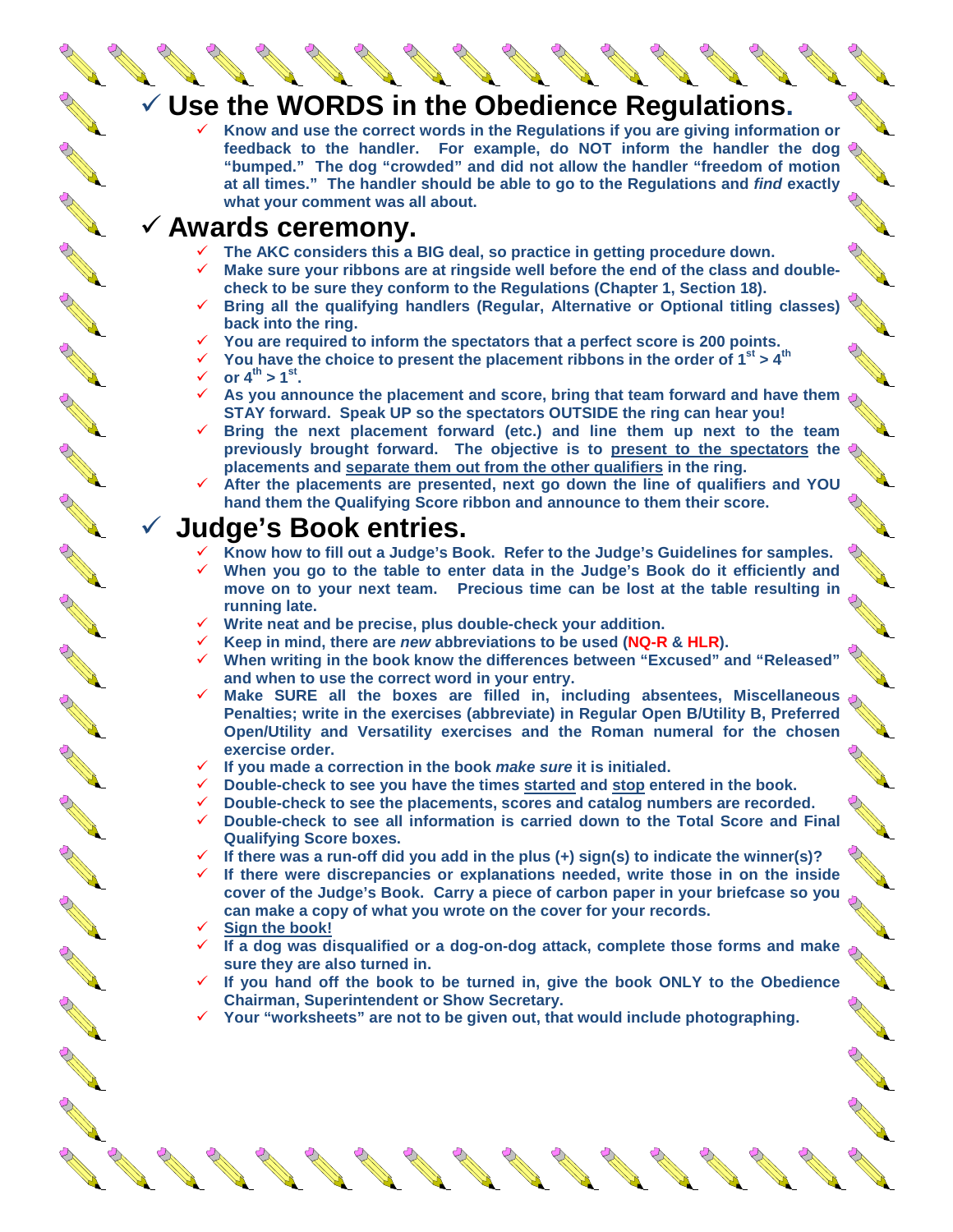## ✓ Use the WORDS in the Obedience Regulations.

- ✓ **Know and use the correct words in the Regulations if you are giving information or feedback to the handler. For example, do NOT inform the handler the dog "bumped." The dog "crowded" and did not allow the handler "freedom of motion at all times." The handler should be able to go to the Regulations and *find* exactly what your comment was all about.**

## ✓ Awards ceremony.

- ✓ **The AKC considers this a BIG deal, so practice in getting procedure down.**
- ✓ **Make sure your ribbons are at ringside well before the end of the class and double-check to be sure they conform to the Regulations (Chapter 1, Section 18).**
- ✓ **Bring all the qualifying handlers (Regular, Alternative or Optional titling classes) back into the ring.**
- ✓ **You are required to inform the spectators that a perfect score is 200 points.**
- ✓ **You have the choice to present the placement ribbons in the order of 1st > 4th**
- ✓ **or 4th > 1st.**
- ✓ **As you announce the placement and score, bring that team forward and have them STAY forward. Speak UP so the spectators OUTSIDE the ring can hear you!**
- ✓ **Bring the next placement forward (etc.) and line them up next to the team previously brought forward. The objective is to <u>present to the spectators</u> the placements and <u>separate them out from the other qualifiers</u> in the ring.**
- ✓ **After the placements are presented, next go down the line of qualifiers and YOU hand them the Qualifying Score ribbon and announce to them their score.**

## ✓ Judge's Book entries.

- ✓ **Know how to fill out a Judge's Book. Refer to the Judge's Guidelines for samples.**
- ✓ **When you go to the table to enter data in the Judge's Book do it efficiently and move on to your next team. Precious time can be lost at the table resulting in running late.**
- ✓ **Write neat and be precise, plus double-check your addition.**
- ✓ **Keep in mind, there are *new* abbreviations to be used (NQ-R & HLR).**
- ✓ **When writing in the book know the differences between "Excused" and "Released" and when to use the correct word in your entry.**
- ✓ **Make SURE all the boxes are filled in, including absentees, Miscellaneous Penalties; write in the exercises (abbreviate) in Regular Open B/Utility B, Preferred Open/Utility and Versatility exercises and the Roman numeral for the chosen exercise order.**
- ✓ **If you made a correction in the book *make sure* it is initialed.**
- ✓ **Double-check to see you have the times <u>started</u> and <u>stop</u> entered in the book.**
- ✓ **Double-check to see the placements, scores and catalog numbers are recorded.**
- ✓ **Double-check to see all information is carried down to the Total Score and Final Qualifying Score boxes.**
- ✓ **If there was a run-off did you add in the plus (+) sign(s) to indicate the winner(s)?**
- ✓ **If there were discrepancies or explanations needed, write those in on the inside cover of the Judge's Book. Carry a piece of carbon paper in your briefcase so you can make a copy of what you wrote on the cover for your records.**
- ✓ **<u>Sign the book!</u>**
- ✓ **If a dog was disqualified or a dog-on-dog attack, complete those forms and make sure they are also turned in.**
- ✓ **If you hand off the book to be turned in, give the book ONLY to the Obedience Chairman, Superintendent or Show Secretary.**
- ✓ **Your "worksheets" are not to be given out, that would include photographing.**